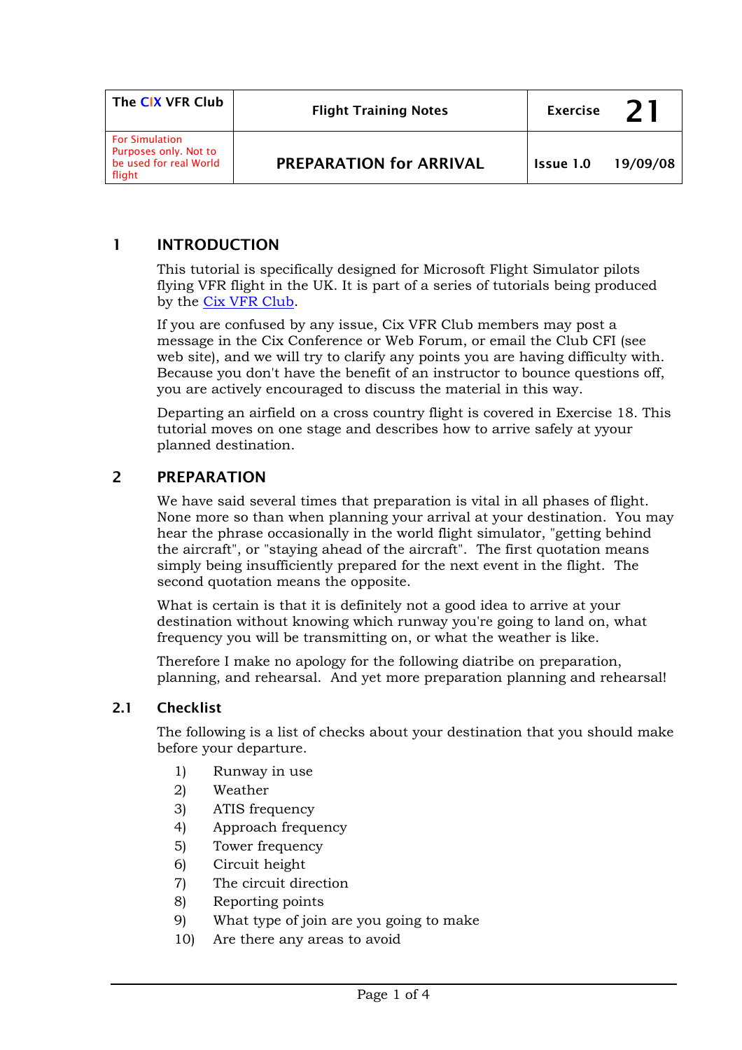| The CIX VFR Club | Flight Training Notes | Exercise | 21 |
|---|---|---|---|
| For Simulation Purposes only. Not to be used for real World flight | PREPARATION for ARRIVAL | Issue 1.0 | 19/09/08 |

# 1 INTRODUCTION

This tutorial is specifically designed for Microsoft Flight Simulator pilots flying VFR flight in the UK. It is part of a series of tutorials being produced by the Cix VFR Club.

If you are confused by any issue, Cix VFR Club members may post a message in the Cix Conference or Web Forum, or email the Club CFI (see web site), and we will try to clarify any points you are having difficulty with. Because you don't have the benefit of an instructor to bounce questions off, you are actively encouraged to discuss the material in this way.

Departing an airfield on a cross country flight is covered in Exercise 18. This tutorial moves on one stage and describes how to arrive safely at yyour planned destination.

# 2 PREPARATION

We have said several times that preparation is vital in all phases of flight. None more so than when planning your arrival at your destination. You may hear the phrase occasionally in the world flight simulator, "getting behind the aircraft", or "staying ahead of the aircraft". The first quotation means simply being insufficiently prepared for the next event in the flight. The second quotation means the opposite.

What is certain is that it is definitely not a good idea to arrive at your destination without knowing which runway you're going to land on, what frequency you will be transmitting on, or what the weather is like.

Therefore I make no apology for the following diatribe on preparation, planning, and rehearsal. And yet more preparation planning and rehearsal!

## 2.1 Checklist

The following is a list of checks about your destination that you should make before your departure.

1) Runway in use
2) Weather
3) ATIS frequency
4) Approach frequency
5) Tower frequency
6) Circuit height
7) The circuit direction
8) Reporting points
9) What type of join are you going to make
10) Are there any areas to avoid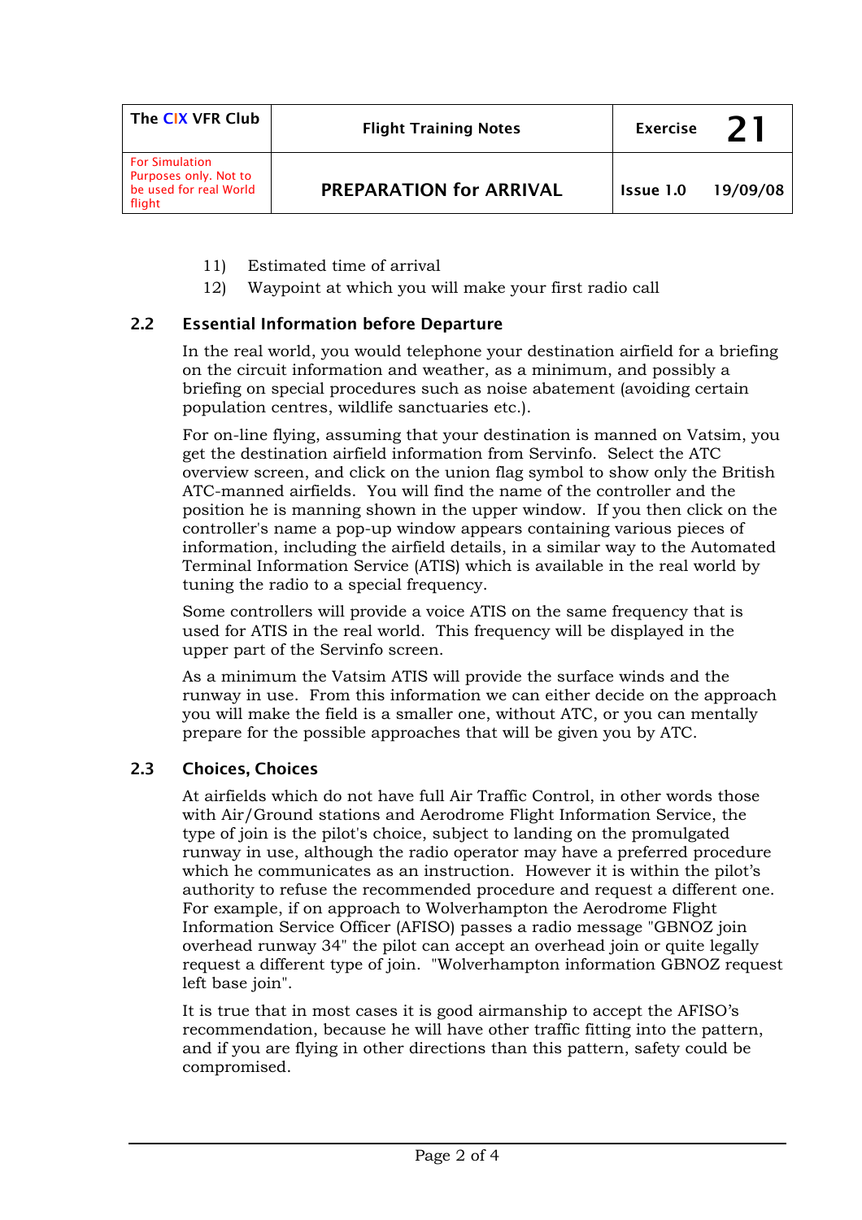11) Estimated time of arrival
12) Waypoint at which you will make your first radio call

## 2.2 Essential Information before Departure

In the real world, you would telephone your destination airfield for a briefing on the circuit information and weather, as a minimum, and possibly a briefing on special procedures such as noise abatement (avoiding certain population centres, wildlife sanctuaries etc.).

For on-line flying, assuming that your destination is manned on Vatsim, you get the destination airfield information from Servinfo. Select the ATC overview screen, and click on the union flag symbol to show only the British ATC-manned airfields. You will find the name of the controller and the position he is manning shown in the upper window. If you then click on the controller's name a pop-up window appears containing various pieces of information, including the airfield details, in a similar way to the Automated Terminal Information Service (ATIS) which is available in the real world by tuning the radio to a special frequency.

Some controllers will provide a voice ATIS on the same frequency that is used for ATIS in the real world. This frequency will be displayed in the upper part of the Servinfo screen.

As a minimum the Vatsim ATIS will provide the surface winds and the runway in use. From this information we can either decide on the approach you will make the field is a smaller one, without ATC, or you can mentally prepare for the possible approaches that will be given you by ATC.

## 2.3 Choices, Choices

At airfields which do not have full Air Traffic Control, in other words those with Air/Ground stations and Aerodrome Flight Information Service, the type of join is the pilot's choice, subject to landing on the promulgated runway in use, although the radio operator may have a preferred procedure which he communicates as an instruction. However it is within the pilot's authority to refuse the recommended procedure and request a different one. For example, if on approach to Wolverhampton the Aerodrome Flight Information Service Officer (AFISO) passes a radio message "GBNOZ join overhead runway 34" the pilot can accept an overhead join or quite legally request a different type of join. "Wolverhampton information GBNOZ request left base join".

It is true that in most cases it is good airmanship to accept the AFISO's recommendation, because he will have other traffic fitting into the pattern, and if you are flying in other directions than this pattern, safety could be compromised.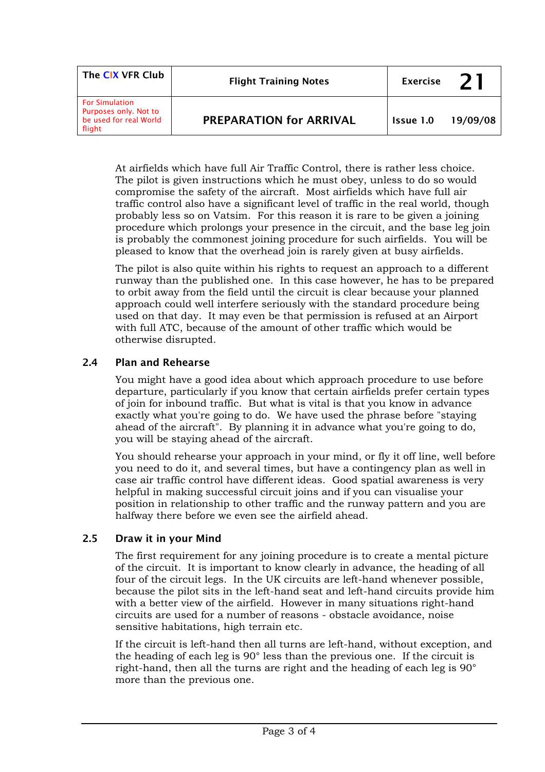At airfields which have full Air Traffic Control, there is rather less choice. The pilot is given instructions which he must obey, unless to do so would compromise the safety of the aircraft. Most airfields which have full air traffic control also have a significant level of traffic in the real world, though probably less so on Vatsim. For this reason it is rare to be given a joining procedure which prolongs your presence in the circuit, and the base leg join is probably the commonest joining procedure for such airfields. You will be pleased to know that the overhead join is rarely given at busy airfields.

The pilot is also quite within his rights to request an approach to a different runway than the published one. In this case however, he has to be prepared to orbit away from the field until the circuit is clear because your planned approach could well interfere seriously with the standard procedure being used on that day. It may even be that permission is refused at an Airport with full ATC, because of the amount of other traffic which would be otherwise disrupted.

## 2.4 Plan and Rehearse

You might have a good idea about which approach procedure to use before departure, particularly if you know that certain airfields prefer certain types of join for inbound traffic. But what is vital is that you know in advance exactly what you're going to do. We have used the phrase before "staying ahead of the aircraft". By planning it in advance what you're going to do, you will be staying ahead of the aircraft.

You should rehearse your approach in your mind, or fly it off line, well before you need to do it, and several times, but have a contingency plan as well in case air traffic control have different ideas. Good spatial awareness is very helpful in making successful circuit joins and if you can visualise your position in relationship to other traffic and the runway pattern and you are halfway there before we even see the airfield ahead.

## 2.5 Draw it in your Mind

The first requirement for any joining procedure is to create a mental picture of the circuit. It is important to know clearly in advance, the heading of all four of the circuit legs. In the UK circuits are left-hand whenever possible, because the pilot sits in the left-hand seat and left-hand circuits provide him with a better view of the airfield. However in many situations right-hand circuits are used for a number of reasons - obstacle avoidance, noise sensitive habitations, high terrain etc.

If the circuit is left-hand then all turns are left-hand, without exception, and the heading of each leg is 90° less than the previous one. If the circuit is right-hand, then all the turns are right and the heading of each leg is 90° more than the previous one.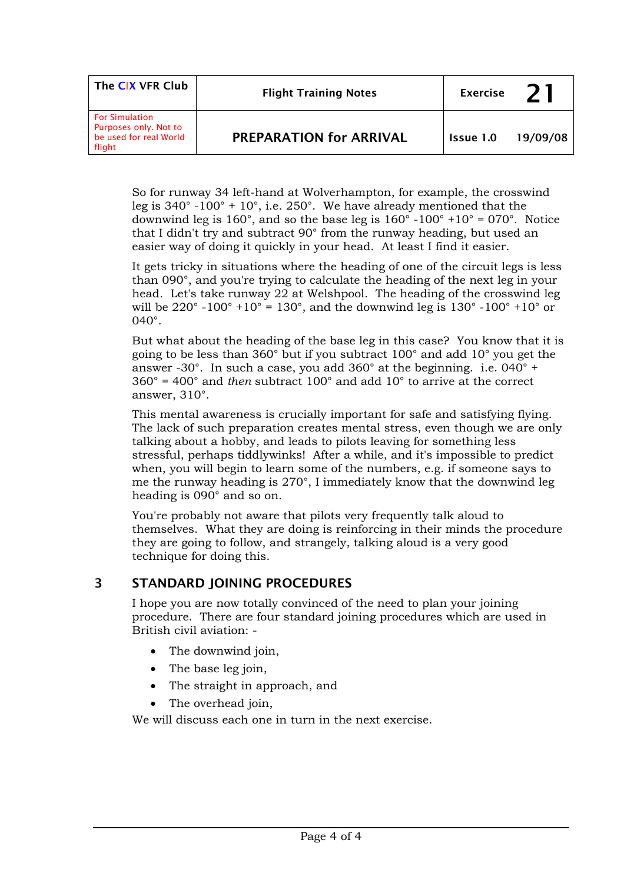So for runway 34 left-hand at Wolverhampton, for example, the crosswind leg is 340° -100° + 10°, i.e. 250°. We have already mentioned that the downwind leg is 160°, and so the base leg is 160° -100° +10° = 070°. Notice that I didn't try and subtract 90° from the runway heading, but used an easier way of doing it quickly in your head. At least I find it easier.

It gets tricky in situations where the heading of one of the circuit legs is less than 090°, and you're trying to calculate the heading of the next leg in your head. Let's take runway 22 at Welshpool. The heading of the crosswind leg will be 220° -100° +10° = 130°, and the downwind leg is 130° -100° +10° or 040°.

But what about the heading of the base leg in this case? You know that it is going to be less than 360° but if you subtract 100° and add 10° you get the answer -30°. In such a case, you add 360° at the beginning. i.e. 040° + 360° = 400° and *then* subtract 100° and add 10° to arrive at the correct answer, 310°.

This mental awareness is crucially important for safe and satisfying flying. The lack of such preparation creates mental stress, even though we are only talking about a hobby, and leads to pilots leaving for something less stressful, perhaps tiddlywinks! After a while, and it's impossible to predict when, you will begin to learn some of the numbers, e.g. if someone says to me the runway heading is 270°, I immediately know that the downwind leg heading is 090° and so on.

You're probably not aware that pilots very frequently talk aloud to themselves. What they are doing is reinforcing in their minds the procedure they are going to follow, and strangely, talking aloud is a very good technique for doing this.

## 3 STANDARD JOINING PROCEDURES

I hope you are now totally convinced of the need to plan your joining procedure. There are four standard joining procedures which are used in British civil aviation: -

- The downwind join,
- The base leg join,
- The straight in approach, and
- The overhead join,

We will discuss each one in turn in the next exercise.